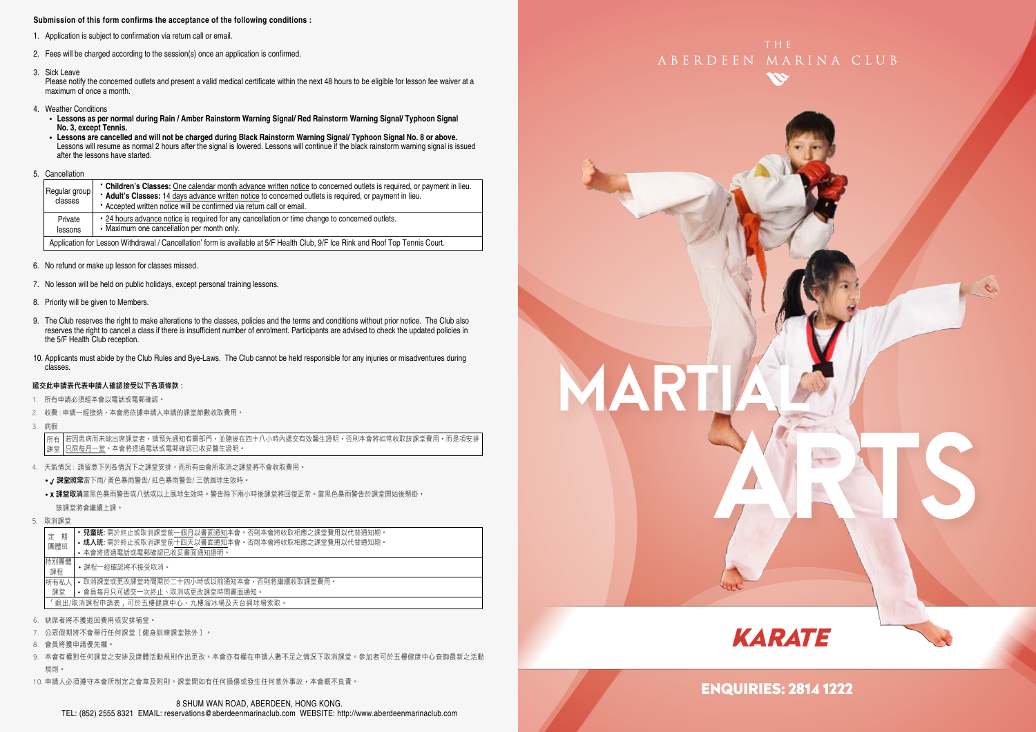**Submission of this form confirms the acceptance of the following conditions :**

1. Application is subject to confirmation via return call or email.
2. Fees will be charged according to the session(s) once an application is confirmed.
3. Sick Leave
   Please notify the concerned outlets and present a valid medical certificate within the next 48 hours to be eligible for lesson fee waiver at a maximum of once a month.
4. Weather Conditions
   - **Lessons as per normal during Rain / Amber Rainstorm Warning Signal/ Red Rainstorm Warning Signal/ Typhoon Signal No. 3, except Tennis.**
   - **Lessons are cancelled and will not be charged during Black Rainstorm Warning Signal/ Typhoon Signal No. 8 or above.** Lessons will resume as normal 2 hours after the signal is lowered. Lessons will continue if the black rainstorm warning signal is issued after the lessons have started.
5. Cancellation

| | |
|---|---|
| Regular group classes | • **Children's Classes:** One calendar month advance written notice to concerned outlets is required, or payment in lieu.<br>• **Adult's Classes:** 14 days advance written notice to concerned outlets is required, or payment in lieu.<br>• Accepted written notice will be confirmed via return call or email. |
| Private lessons | • 24 hours advance notice is required for any cancellation or time change to concerned outlets.<br>• Maximum one cancellation per month only. |
| Application for Lesson Withdrawal / Cancellation' form is available at 5/F Health Club, 9/F Ice Rink and Roof Top Tennis Court. | |

6. No refund or make up lesson for classes missed.
7. No lesson will be held on public holidays, except personal training lessons.
8. Priority will be given to Members.
9. The Club reserves the right to make alterations to the classes, policies and the terms and conditions without prior notice. The Club also reserves the right to cancel a class if there is insufficient number of enrolment. Participants are advised to check the updated policies in the 5/F Health Club reception.
10. Applicants must abide by the Club Rules and Bye-Laws. The Club cannot be held responsible for any injuries or misadventures during classes.

**遞交此申請表代表申請人確認接受以下各項條款：**

1. 所有申請必須經本會以電話或電郵確認。
2. 收費：申請一經接納，本會將依據申請人申請的課堂節數收取費用。
3. 病假

| | |
|---|---|
| 所有課堂 | 若因患病而未能出席課堂者，請預先通知有關部門，並隨後在四十八小時內遞交有效醫生證明，否則本會將如常收取該課堂費用，而是項安排只限每月一堂。本會將透過電話或電郵確認已收妥醫生證明。 |

4. 天氣情況：請留意下列各情況下之課堂安排，而所有由會所取消之課堂將不會收取費用。
   - ✓ **課堂照常**當下雨/ 黃色暴雨警告/ 紅色暴雨警告/ 三號風球生效時。
   - x **課堂取消**當黑色暴雨警告或八號或以上風球生效時。警告除下兩小時後課堂將回復正常。當黑色暴雨警告於課堂開始後懸掛，該課堂將會繼續上課。
5. 取消課堂

| | |
|---|---|
| 定期團體班 | • **兒童班:** 需於終止或取消課堂前一個月以書面通知本會。否則本會將收取相應之課堂費用以代替通知期。<br>• **成人班:** 需於終止或取消課堂前十四天以書面通知本會。否則本會將收取相應之課堂費用以代替通知期。<br>• 本會將透過電話或電郵確認已收妥書面通知證明。 |
| 特別團體課程 | • 課程一經確認將不接受取消。 |
| 所有私人課堂 | • 取消課堂或更改課堂時間需於二十四小時或以前通知本會，否則將繼續收取課堂費用。<br>• 會員每月只可遞交一次終止、取消或更改課堂時間書面通知。 |
| 「退出/取消課程申請表」可於五樓健康中心、九樓溜冰場及天台網球場索取。 | |

6. 缺席者將不獲退回費用或安排補堂。
7. 公眾假期將不會舉行任何課堂〔健身訓練課堂除外〕。
8. 會員將獲申請優先權。
9. 本會有權對任何課堂之安排及康體活動規則作出更改。本會亦有權在申請人數不足之情況下取消課堂。參加者可於五樓健康中心查詢最新之活動規則。
10. 申請人必須遵守本會所制定之會章及附則。課堂間如有任何損傷或發生任何意外事故，本會概不負責。

8 SHUM WAN ROAD, ABERDEEN, HONG KONG.
TEL: (852) 2555 8321 EMAIL: reservations@aberdeenmarinaclub.com WEBSITE: http://www.aberdeenmarinaclub.com

THE ABERDEEN MARINA CLUB

# MARTIAL ARTS

## KARATE

**ENQUIRIES: 2814 1222**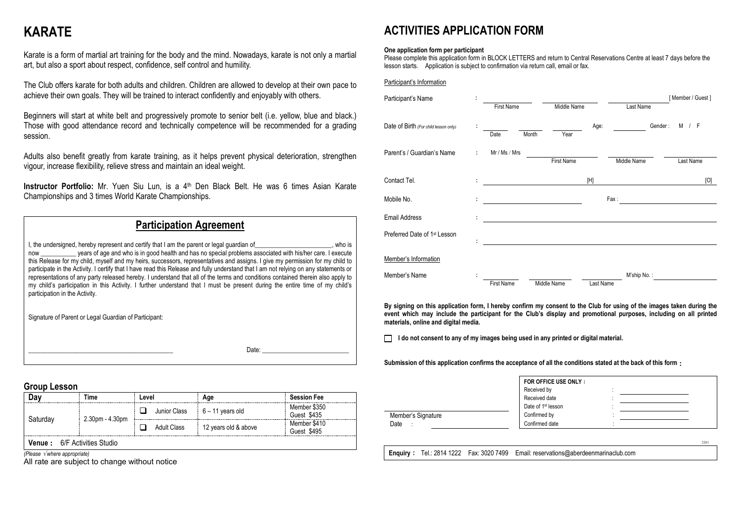# KARATE

Karate is a form of martial art training for the body and the mind. Nowadays, karate is not only a martial art, but also a sport about respect, confidence, self control and humility.

The Club offers karate for both adults and children. Children are allowed to develop at their own pace to achieve their own goals. They will be trained to interact confidently and enjoyably with others.

Beginners will start at white belt and progressively promote to senior belt (i.e. yellow, blue and black.) Those with good attendance record and technically competence will be recommended for a grading session.

Adults also benefit greatly from karate training, as it helps prevent physical deterioration, strengthen vigour, increase flexibility, relieve stress and maintain an ideal weight.

**Instructor Portfolio:** Mr. Yuen Siu Lun, is a 4th Den Black Belt. He was 6 times Asian Karate Championships and 3 times World Karate Championships.

## Participation Agreement

I, the undersigned, hereby represent and certify that I am the parent or legal guardian of______________________, who is now __________ years of age and who is in good health and has no special problems associated with his/her care. I execute this Release for my child, myself and my heirs, successors, representatives and assigns. I give my permission for my child to participate in the Activity. I certify that I have read this Release and fully understand that I am not relying on any statements or representations of any party released hereby. I understand that all of the terms and conditions contained therein also apply to my child's participation in this Activity. I further understand that I must be present during the entire time of my child's participation in the Activity.

Signature of Parent or Legal Guardian of Participant:

________________________________________ Date: ________________________

## Group Lesson

| Day | Time | Level | Age | Session Fee |
|---|---|---|---|---|
| Saturday | 2.30pm - 4.30pm | ❑ Junior Class | 6 – 11 years old | Member $350<br>Guest $435 |
| | | ❑ Adult Class | 12 years old & above | Member $410<br>Guest $495 |
| **Venue :** 6/F Activities Studio | | | | |

*(Please √ where appropriate)*

All rate are subject to change without notice

# ACTIVITIES APPLICATION FORM

**One application form per participant**

Please complete this application form in BLOCK LETTERS and return to Central Reservations Centre at least 7 days before the lesson starts. Application is subject to confirmation via return call, email or fax.

Participant's Information

Participant's Name : ____________ First Name ____________ Middle Name ____________ Last Name [ Member / Guest ]

Date of Birth *(For child lesson only)* : ______ Date ______ Month ______ Year Age: ________ Gender : M / F

Parent's / Guardian's Name : Mr / Ms / Mrs ____________ First Name ____________ Middle Name ____________ Last Name

Contact Tel. : ______________________ [H] ______________________ [O]

Mobile No. : ______________________ Fax : ______________________

Email Address : ____________________________________________

Preferred Date of 1st Lesson : ____________________________________________

Member's Information

Member's Name : ____________ First Name ____________ Middle Name ____________ Last Name M'ship No. : ____________

**By signing on this application form, I hereby confirm my consent to the Club for using of the images taken during the event which may include the participant for the Club's display and promotional purposes, including on all printed materials, online and digital media.**

☐ **I do not consent to any of my images being used in any printed or digital material.**

**Submission of this application confirms the acceptance of all the conditions stated at the back of this form :**

____________________
Member's Signature
Date : ____________

| FOR OFFICE USE ONLY : | |
|---|---|
| Received by | : ____________ |
| Received date | : ____________ |
| Date of 1st lesson | : ____________ |
| Confirmed by | : ____________ |
| Confirmed date | : |

2201

**Enquiry :** Tel.: 2814 1222 Fax: 3020 7499 Email: reservations@aberdeenmarinaclub.com